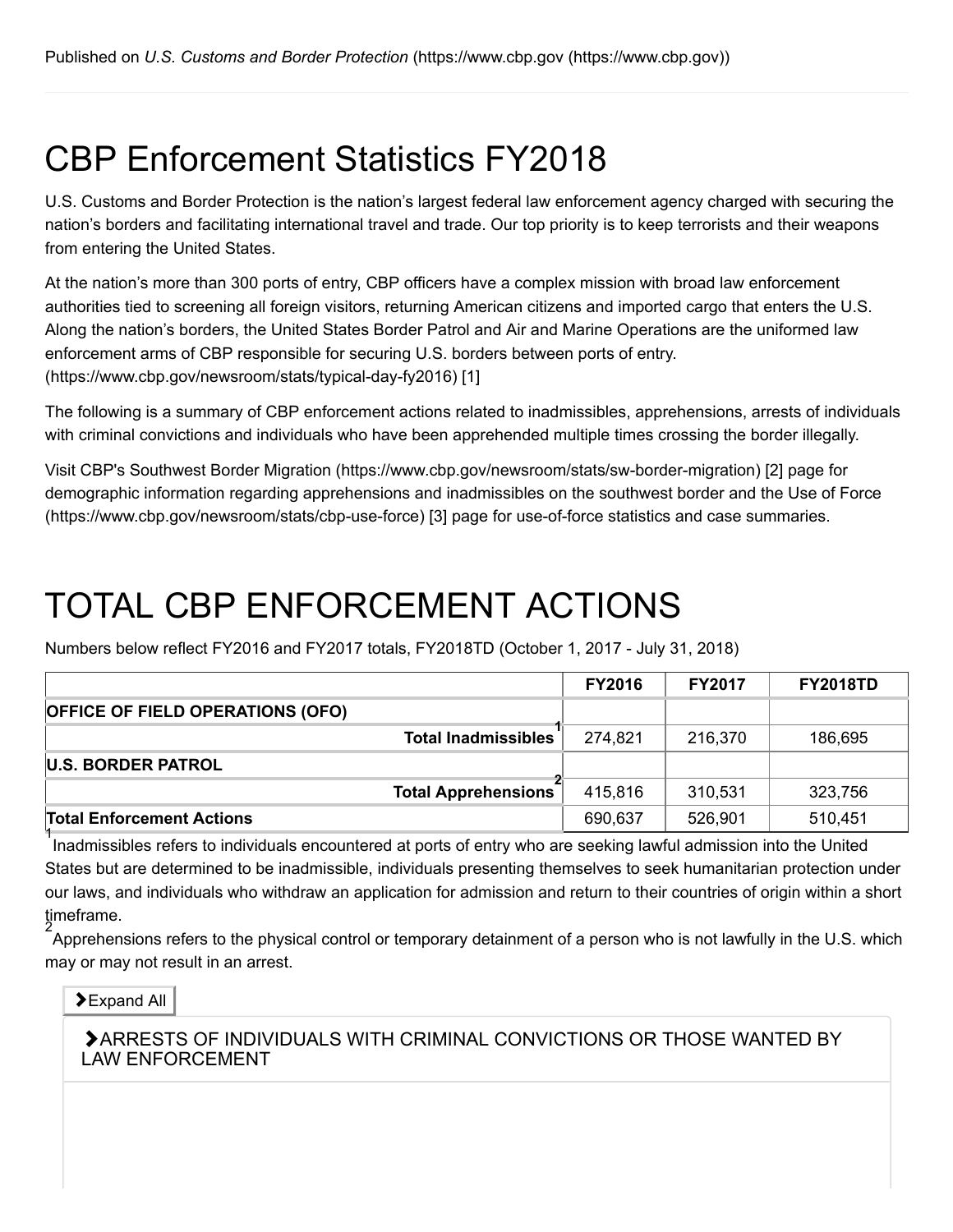Published on *U.S. Customs and Border Protection* (https://www.cbp.gov (https://www.cbp.gov))

# CBP Enforcement Statistics FY2018

U.S. Customs and Border Protection is the nation's largest federal law enforcement agency charged with securing the nation's borders and facilitating international travel and trade. Our top priority is to keep terrorists and their weapons from entering the United States.

At the nation's more than 300 ports of entry, CBP officers have a complex mission with broad law enforcement authorities tied to screening all foreign visitors, returning American citizens and imported cargo that enters the U.S. Along the nation's borders, the United States Border Patrol and Air and Marine Operations are the uniformed law enforcement arms of CBP responsible for securing U.S. borders between ports of entry. (https://www.cbp.gov/newsroom/stats/typical-day-fy2016) [1]

The following is a summary of CBP enforcement actions related to inadmissibles, apprehensions, arrests of individuals with criminal convictions and individuals who have been apprehended multiple times crossing the border illegally.

Visit CBP's Southwest Border Migration (https://www.cbp.gov/newsroom/stats/sw-border-migration) [2] page for demographic information regarding apprehensions and inadmissibles on the southwest border and the Use of Force (https://www.cbp.gov/newsroom/stats/cbp-use-force) [3] page for use-of-force statistics and case summaries.

# TOTAL CBP ENFORCEMENT ACTIONS

Numbers below reflect FY2016 and FY2017 totals, FY2018TD (October 1, 2017 - July 31, 2018)

| | FY2016 | FY2017 | FY2018TD |
|---|---|---|---|
| **OFFICE OF FIELD OPERATIONS (OFO)** | | | |
| **Total Inadmissibles** [1] | 274,821 | 216,370 | 186,695 |
| **U.S. BORDER PATROL** | | | |
| **Total Apprehensions** [2] | 415,816 | 310,531 | 323,756 |
| **Total Enforcement Actions** | 690,637 | 526,901 | 510,451 |

[1] Inadmissibles refers to individuals encountered at ports of entry who are seeking lawful admission into the United States but are determined to be inadmissible, individuals presenting themselves to seek humanitarian protection under our laws, and individuals who withdraw an application for admission and return to their countries of origin within a short timeframe.

[2] Apprehensions refers to the physical control or temporary detainment of a person who is not lawfully in the U.S. which may or may not result in an arrest.

Expand All

ARRESTS OF INDIVIDUALS WITH CRIMINAL CONVICTIONS OR THOSE WANTED BY LAW ENFORCEMENT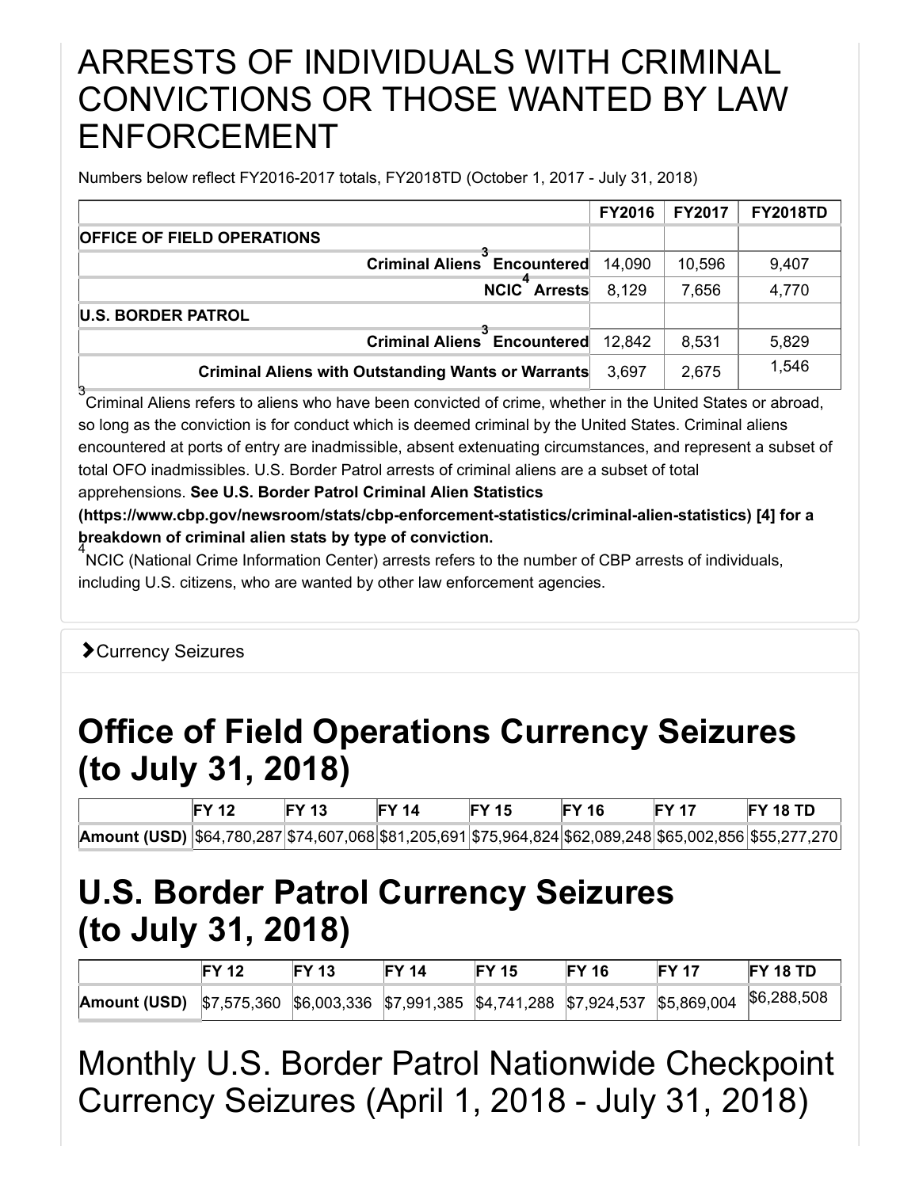# ARRESTS OF INDIVIDUALS WITH CRIMINAL CONVICTIONS OR THOSE WANTED BY LAW ENFORCEMENT

Numbers below reflect FY2016-2017 totals, FY2018TD (October 1, 2017 - July 31, 2018)

| | FY2016 | FY2017 | FY2018TD |
|---|---|---|---|
| **OFFICE OF FIELD OPERATIONS** | | | |
| **Criminal Aliens[3] Encountered** | 14,090 | 10,596 | 9,407 |
| **NCIC[4] Arrests** | 8,129 | 7,656 | 4,770 |
| **U.S. BORDER PATROL** | | | |
| **Criminal Aliens[3] Encountered** | 12,842 | 8,531 | 5,829 |
| **Criminal Aliens with Outstanding Wants or Warrants** | 3,697 | 2,675 | 1,546 |

[3] Criminal Aliens refers to aliens who have been convicted of crime, whether in the United States or abroad, so long as the conviction is for conduct which is deemed criminal by the United States. Criminal aliens encountered at ports of entry are inadmissible, absent extenuating circumstances, and represent a subset of total OFO inadmissibles. U.S. Border Patrol arrests of criminal aliens are a subset of total apprehensions. **See U.S. Border Patrol Criminal Alien Statistics (https://www.cbp.gov/newsroom/stats/cbp-enforcement-statistics/criminal-alien-statistics) [4] for a breakdown of criminal alien stats by type of conviction.**

[4] NCIC (National Crime Information Center) arrests refers to the number of CBP arrests of individuals, including U.S. citizens, who are wanted by other law enforcement agencies.

Currency Seizures

# Office of Field Operations Currency Seizures (to July 31, 2018)

| | FY 12 | FY 13 | FY 14 | FY 15 | FY 16 | FY 17 | FY 18 TD |
|---|---|---|---|---|---|---|---|
| **Amount (USD)** | $64,780,287 | $74,607,068 | $81,205,691 | $75,964,824 | $62,089,248 | $65,002,856 | $55,277,270 |

# U.S. Border Patrol Currency Seizures (to July 31, 2018)

| | FY 12 | FY 13 | FY 14 | FY 15 | FY 16 | FY 17 | FY 18 TD |
|---|---|---|---|---|---|---|---|
| **Amount (USD)** | $7,575,360 | $6,003,336 | $7,991,385 | $4,741,288 | $7,924,537 | $5,869,004 | $6,288,508 |

# Monthly U.S. Border Patrol Nationwide Checkpoint Currency Seizures (April 1, 2018 - July 31, 2018)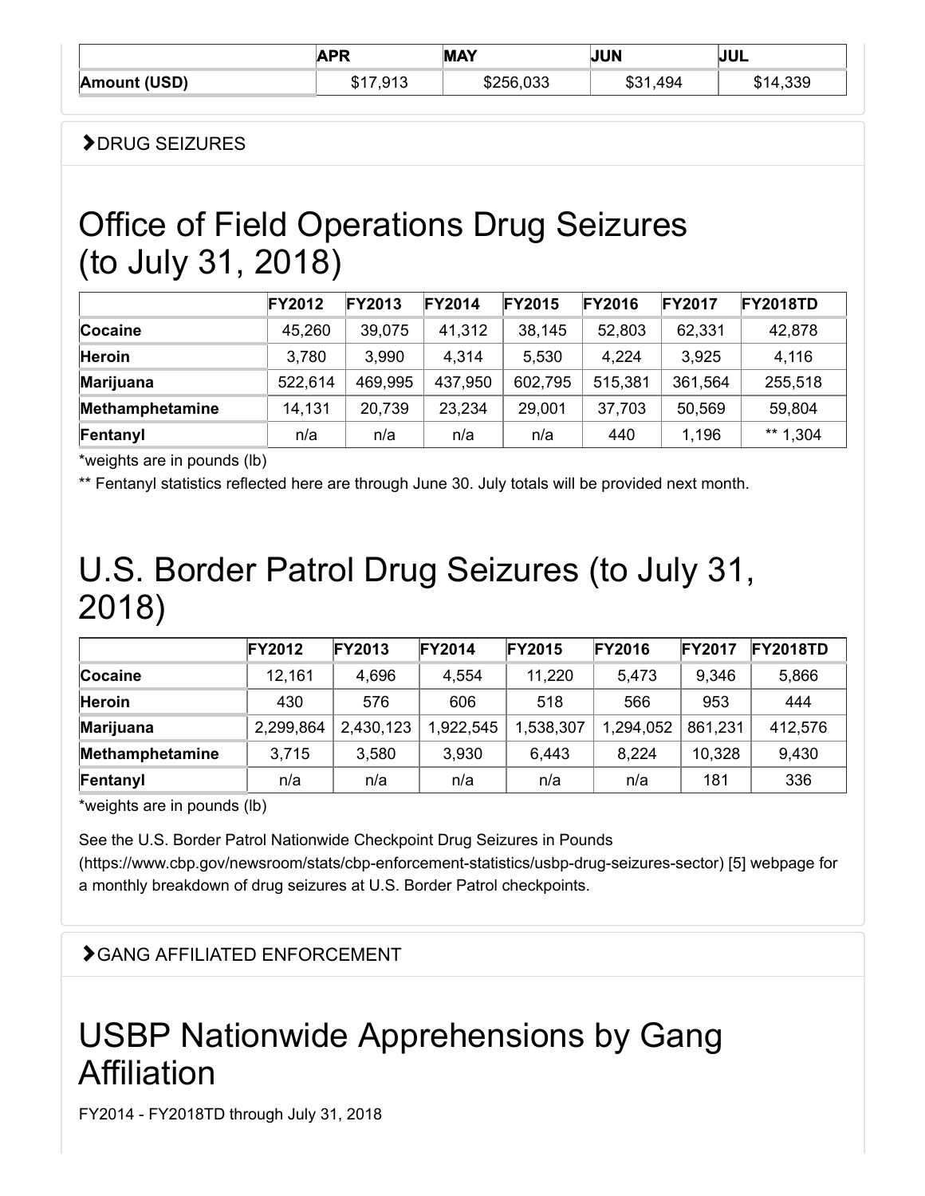| | APR | MAY | JUN | JUL |
|---|---|---|---|---|
| **Amount (USD)** | $17,913 | $256,033 | $31,494 | $14,339 |

DRUG SEIZURES

# Office of Field Operations Drug Seizures (to July 31, 2018)

| | FY2012 | FY2013 | FY2014 | FY2015 | FY2016 | FY2017 | FY2018TD |
|---|---|---|---|---|---|---|---|
| **Cocaine** | 45,260 | 39,075 | 41,312 | 38,145 | 52,803 | 62,331 | 42,878 |
| **Heroin** | 3,780 | 3,990 | 4,314 | 5,530 | 4,224 | 3,925 | 4,116 |
| **Marijuana** | 522,614 | 469,995 | 437,950 | 602,795 | 515,381 | 361,564 | 255,518 |
| **Methamphetamine** | 14,131 | 20,739 | 23,234 | 29,001 | 37,703 | 50,569 | 59,804 |
| **Fentanyl** | n/a | n/a | n/a | n/a | 440 | 1,196 | ** 1,304 |

*weights are in pounds (lb)

** Fentanyl statistics reflected here are through June 30. July totals will be provided next month.

# U.S. Border Patrol Drug Seizures (to July 31, 2018)

| | FY2012 | FY2013 | FY2014 | FY2015 | FY2016 | FY2017 | FY2018TD |
|---|---|---|---|---|---|---|---|
| **Cocaine** | 12,161 | 4,696 | 4,554 | 11,220 | 5,473 | 9,346 | 5,866 |
| **Heroin** | 430 | 576 | 606 | 518 | 566 | 953 | 444 |
| **Marijuana** | 2,299,864 | 2,430,123 | 1,922,545 | 1,538,307 | 1,294,052 | 861,231 | 412,576 |
| **Methamphetamine** | 3,715 | 3,580 | 3,930 | 6,443 | 8,224 | 10,328 | 9,430 |
| **Fentanyl** | n/a | n/a | n/a | n/a | n/a | 181 | 336 |

*weights are in pounds (lb)

See the U.S. Border Patrol Nationwide Checkpoint Drug Seizures in Pounds (https://www.cbp.gov/newsroom/stats/cbp-enforcement-statistics/usbp-drug-seizures-sector) [5] webpage for a monthly breakdown of drug seizures at U.S. Border Patrol checkpoints.

GANG AFFILIATED ENFORCEMENT

# USBP Nationwide Apprehensions by Gang Affiliation

FY2014 - FY2018TD through July 31, 2018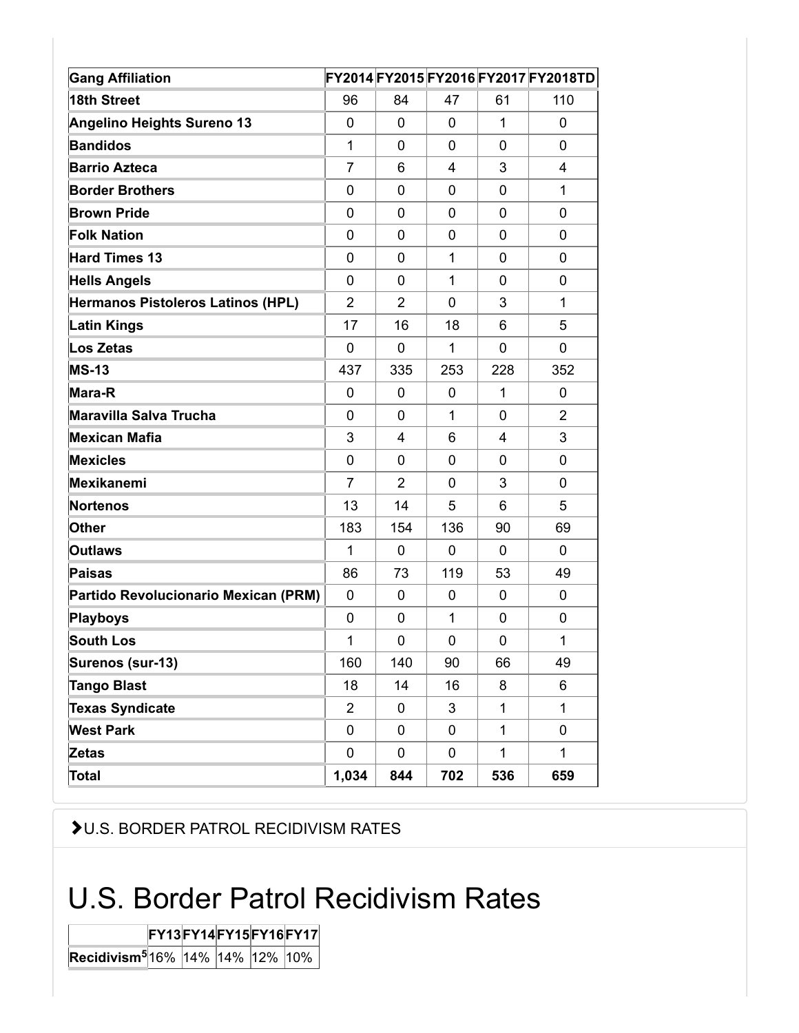| Gang Affiliation | FY2014 | FY2015 | FY2016 | FY2017 | FY2018TD |
|---|---|---|---|---|---|
| **18th Street** | 96 | 84 | 47 | 61 | 110 |
| **Angelino Heights Sureno 13** | 0 | 0 | 0 | 1 | 0 |
| **Bandidos** | 1 | 0 | 0 | 0 | 0 |
| **Barrio Azteca** | 7 | 6 | 4 | 3 | 4 |
| **Border Brothers** | 0 | 0 | 0 | 0 | 1 |
| **Brown Pride** | 0 | 0 | 0 | 0 | 0 |
| **Folk Nation** | 0 | 0 | 0 | 0 | 0 |
| **Hard Times 13** | 0 | 0 | 1 | 0 | 0 |
| **Hells Angels** | 0 | 0 | 1 | 0 | 0 |
| **Hermanos Pistoleros Latinos (HPL)** | 2 | 2 | 0 | 3 | 1 |
| **Latin Kings** | 17 | 16 | 18 | 6 | 5 |
| **Los Zetas** | 0 | 0 | 1 | 0 | 0 |
| **MS-13** | 437 | 335 | 253 | 228 | 352 |
| **Mara-R** | 0 | 0 | 0 | 1 | 0 |
| **Maravilla Salva Trucha** | 0 | 0 | 1 | 0 | 2 |
| **Mexican Mafia** | 3 | 4 | 6 | 4 | 3 |
| **Mexicles** | 0 | 0 | 0 | 0 | 0 |
| **Mexikanemi** | 7 | 2 | 0 | 3 | 0 |
| **Nortenos** | 13 | 14 | 5 | 6 | 5 |
| **Other** | 183 | 154 | 136 | 90 | 69 |
| **Outlaws** | 1 | 0 | 0 | 0 | 0 |
| **Paisas** | 86 | 73 | 119 | 53 | 49 |
| **Partido Revolucionario Mexican (PRM)** | 0 | 0 | 0 | 0 | 0 |
| **Playboys** | 0 | 0 | 1 | 0 | 0 |
| **South Los** | 1 | 0 | 0 | 0 | 1 |
| **Surenos (sur-13)** | 160 | 140 | 90 | 66 | 49 |
| **Tango Blast** | 18 | 14 | 16 | 8 | 6 |
| **Texas Syndicate** | 2 | 0 | 3 | 1 | 1 |
| **West Park** | 0 | 0 | 0 | 1 | 0 |
| **Zetas** | 0 | 0 | 0 | 1 | 1 |
| **Total** | **1,034** | **844** | **702** | **536** | **659** |

U.S. BORDER PATROL RECIDIVISM RATES

# U.S. Border Patrol Recidivism Rates

| | FY13 | FY14 | FY15 | FY16 | FY17 |
|---|---|---|---|---|---|
| **Recidivism[5]** | 16% | 14% | 14% | 12% | 10% |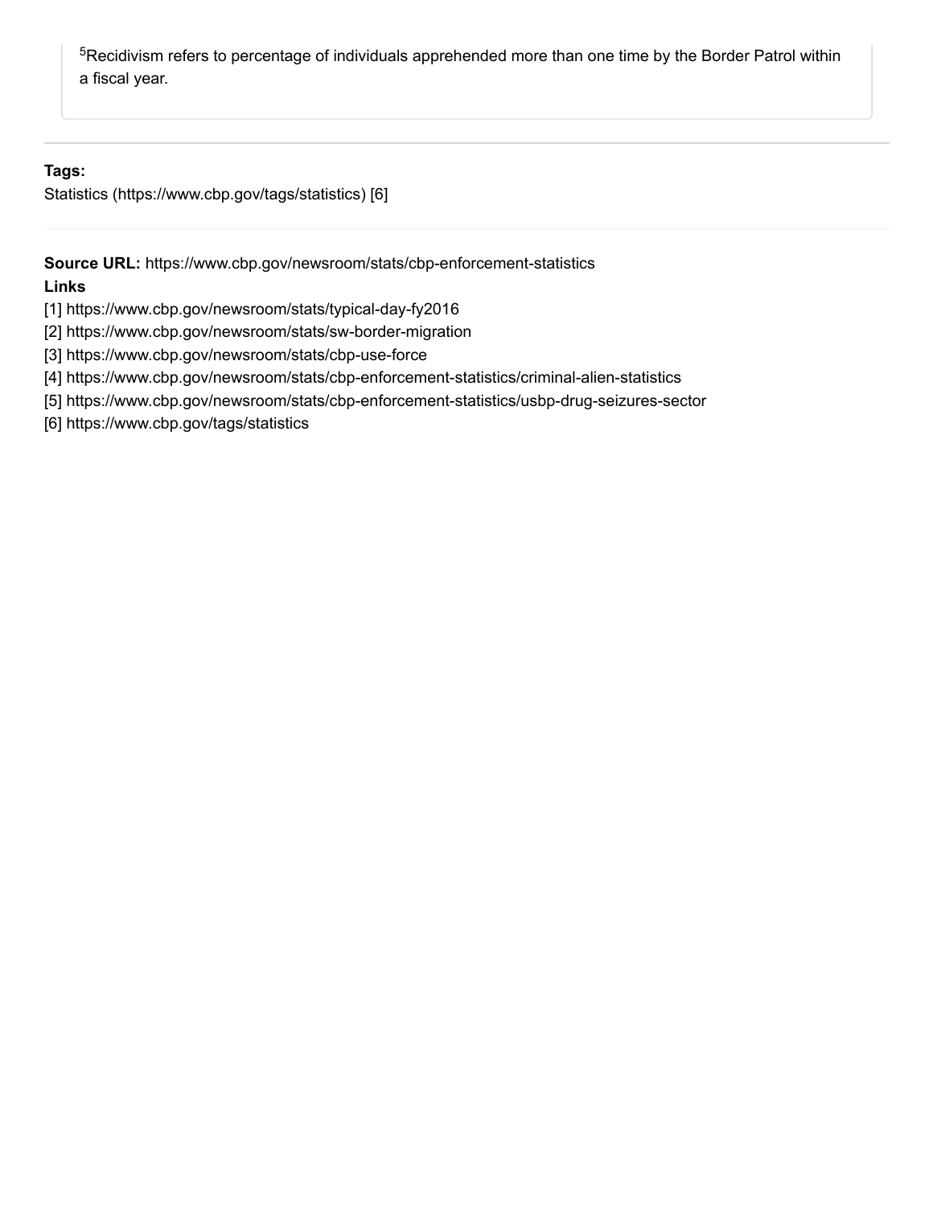[5]Recidivism refers to percentage of individuals apprehended more than one time by the Border Patrol within a fiscal year.

**Tags:**
Statistics (https://www.cbp.gov/tags/statistics) [6]

**Source URL:** https://www.cbp.gov/newsroom/stats/cbp-enforcement-statistics

**Links**

[1] https://www.cbp.gov/newsroom/stats/typical-day-fy2016
[2] https://www.cbp.gov/newsroom/stats/sw-border-migration
[3] https://www.cbp.gov/newsroom/stats/cbp-use-force
[4] https://www.cbp.gov/newsroom/stats/cbp-enforcement-statistics/criminal-alien-statistics
[5] https://www.cbp.gov/newsroom/stats/cbp-enforcement-statistics/usbp-drug-seizures-sector
[6] https://www.cbp.gov/tags/statistics